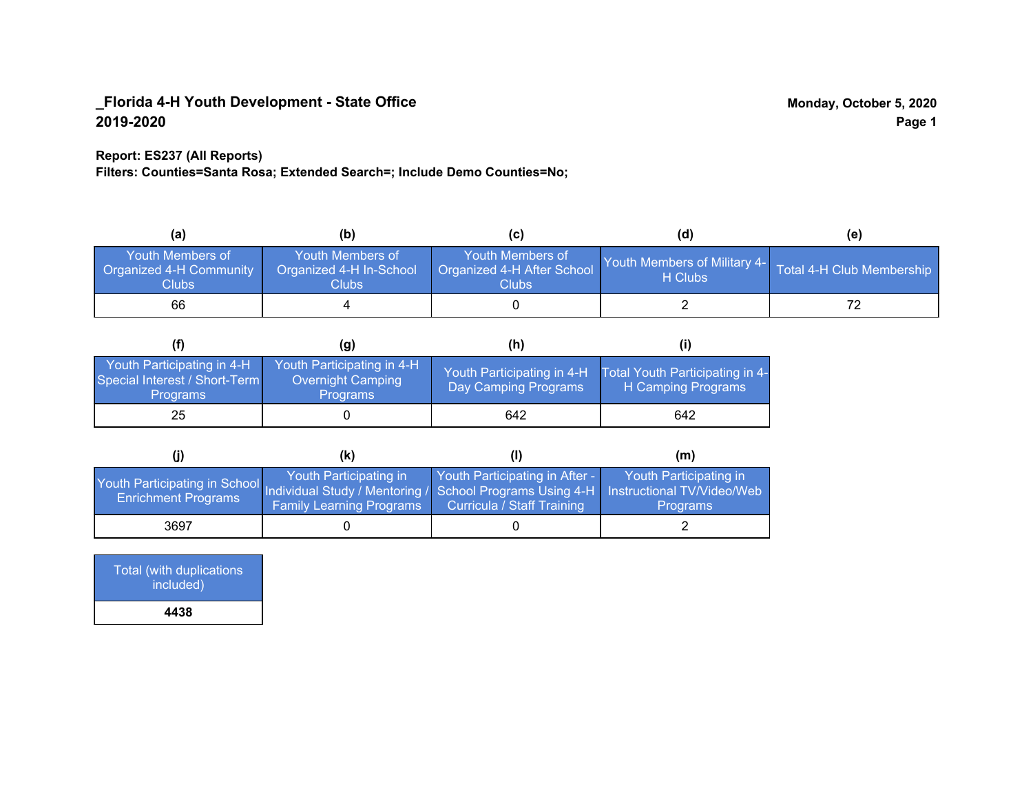**_Florida 4-H Youth Development - State Office**
**2019-2020**

**Monday, October 5, 2020**

**Report: ES237 (All Reports)**
**Filters: Counties=Santa Rosa; Extended Search=; Include Demo Counties=No;**

| (a) | (b) | (c) | (d) | (e) |
|---|---|---|---|---|
| Youth Members of Organized 4-H Community Clubs | Youth Members of Organized 4-H In-School Clubs | Youth Members of Organized 4-H After School Clubs | Youth Members of Military 4-H Clubs | Total 4-H Club Membership |
| 66 | 4 | 0 | 2 | 72 |

| (f) | (g) | (h) | (i) |
|---|---|---|---|
| Youth Participating in 4-H Special Interest / Short-Term Programs | Youth Participating in 4-H Overnight Camping Programs | Youth Participating in 4-H Day Camping Programs | Total Youth Participating in 4-H Camping Programs |
| 25 | 0 | 642 | 642 |

| (j) | (k) | (l) | (m) |
|---|---|---|---|
| Youth Participating in School Enrichment Programs | Youth Participating in Individual Study / Mentoring / Family Learning Programs | Youth Participating in After - School Programs Using 4-H Curricula / Staff Training | Youth Participating in Instructional TV/Video/Web Programs |
| 3697 | 0 | 0 | 2 |

| Total (with duplications included) |
|---|
| **4438** |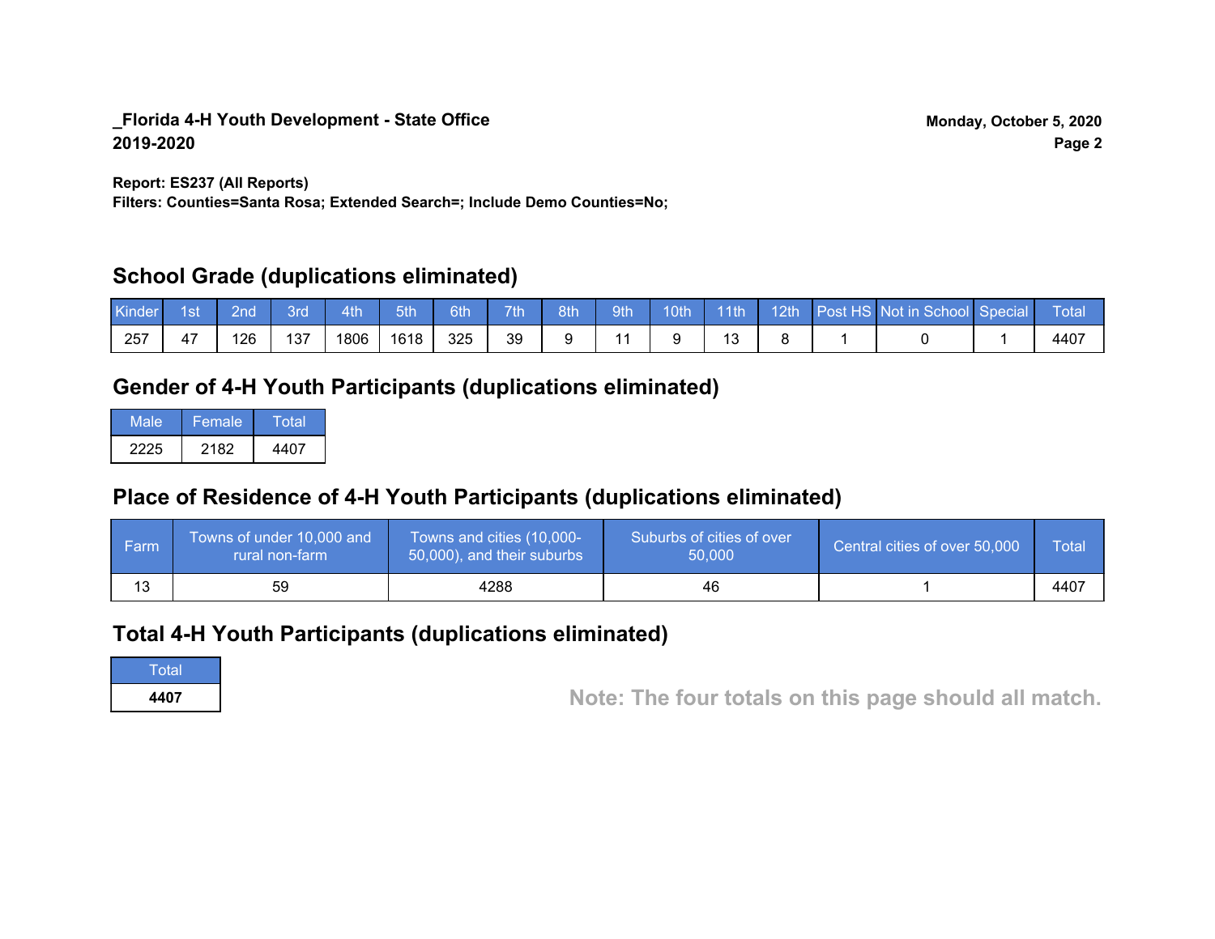**_Florida 4-H Youth Development - State Office**
**2019-2020**

**Monday, October 5, 2020**

**Report: ES237 (All Reports)**
**Filters: Counties=Santa Rosa; Extended Search=; Include Demo Counties=No;**

## School Grade (duplications eliminated)

| Kinder | 1st | 2nd | 3rd | 4th | 5th | 6th | 7th | 8th | 9th | 10th | 11th | 12th | Post HS | Not in School | Special | Total |
|---|---|---|---|---|---|---|---|---|---|---|---|---|---|---|---|---|
| 257 | 47 | 126 | 137 | 1806 | 1618 | 325 | 39 | 9 | 11 | 9 | 13 | 8 | 1 | 0 | 1 | 4407 |

## Gender of 4-H Youth Participants (duplications eliminated)

| Male | Female | Total |
|---|---|---|
| 2225 | 2182 | 4407 |

## Place of Residence of 4-H Youth Participants (duplications eliminated)

| Farm | Towns of under 10,000 and rural non-farm | Towns and cities (10,000-50,000), and their suburbs | Suburbs of cities of over 50,000 | Central cities of over 50,000 | Total |
|---|---|---|---|---|---|
| 13 | 59 | 4288 | 46 | 1 | 4407 |

## Total 4-H Youth Participants (duplications eliminated)

| Total |
|---|
| **4407** |

**Note: The four totals on this page should all match.**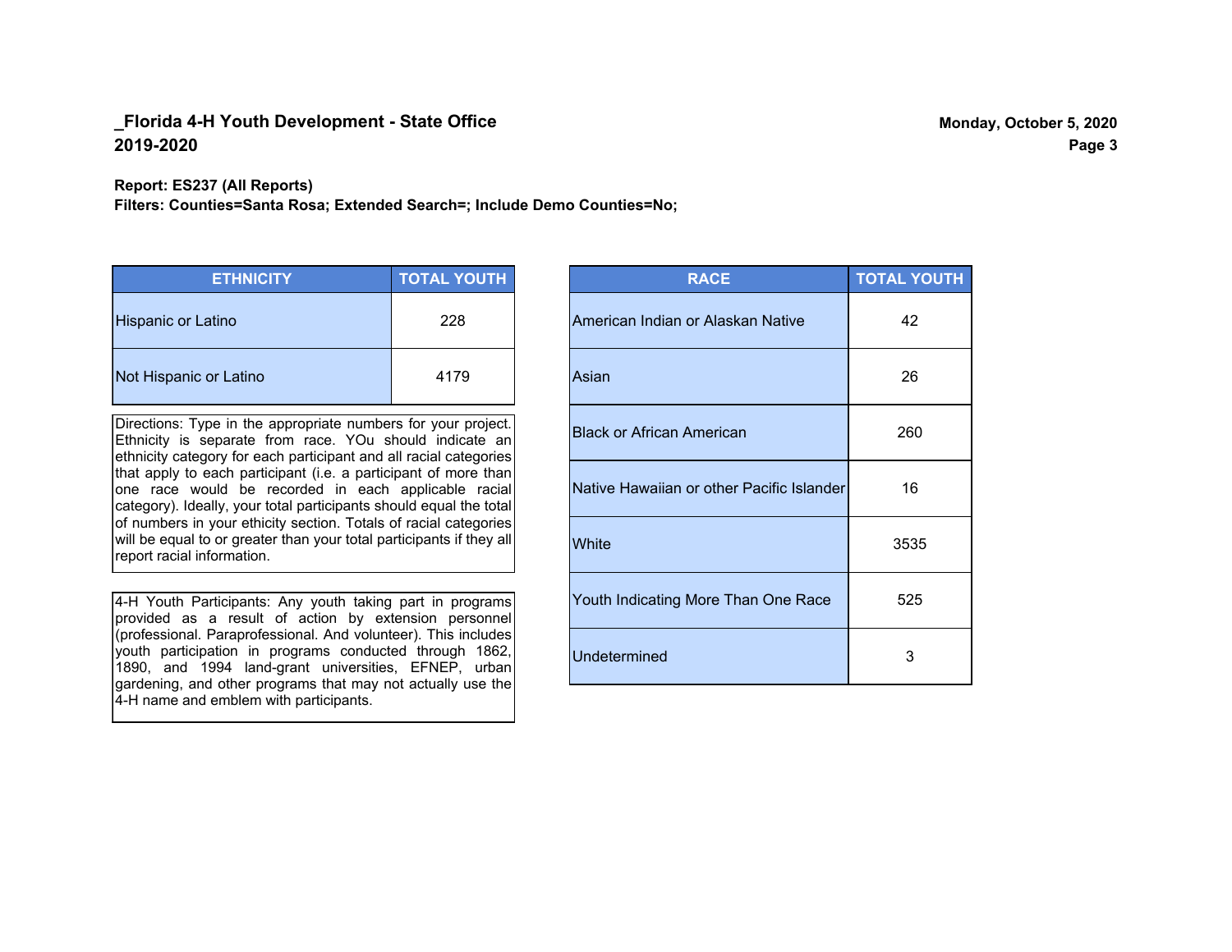## _Florida 4-H Youth Development - State Office
## 2019-2020

Monday, October 5, 2020

**Report: ES237 (All Reports)**
**Filters: Counties=Santa Rosa; Extended Search=; Include Demo Counties=No;**

| ETHNICITY | TOTAL YOUTH |
|---|---|
| Hispanic or Latino | 228 |
| Not Hispanic or Latino | 4179 |

Directions: Type in the appropriate numbers for your project. Ethnicity is separate from race. YOu should indicate an ethnicity category for each participant and all racial categories that apply to each participant (i.e. a participant of more than one race would be recorded in each applicable racial category). Ideally, your total participants should equal the total of numbers in your ethicity section. Totals of racial categories will be equal to or greater than your total participants if they all report racial information.

4-H Youth Participants: Any youth taking part in programs provided as a result of action by extension personnel (professional. Paraprofessional. And volunteer). This includes youth participation in programs conducted through 1862, 1890, and 1994 land-grant universities, EFNEP, urban gardening, and other programs that may not actually use the 4-H name and emblem with participants.

| RACE | TOTAL YOUTH |
|---|---|
| American Indian or Alaskan Native | 42 |
| Asian | 26 |
| Black or African American | 260 |
| Native Hawaiian or other Pacific Islander | 16 |
| White | 3535 |
| Youth Indicating More Than One Race | 525 |
| Undetermined | 3 |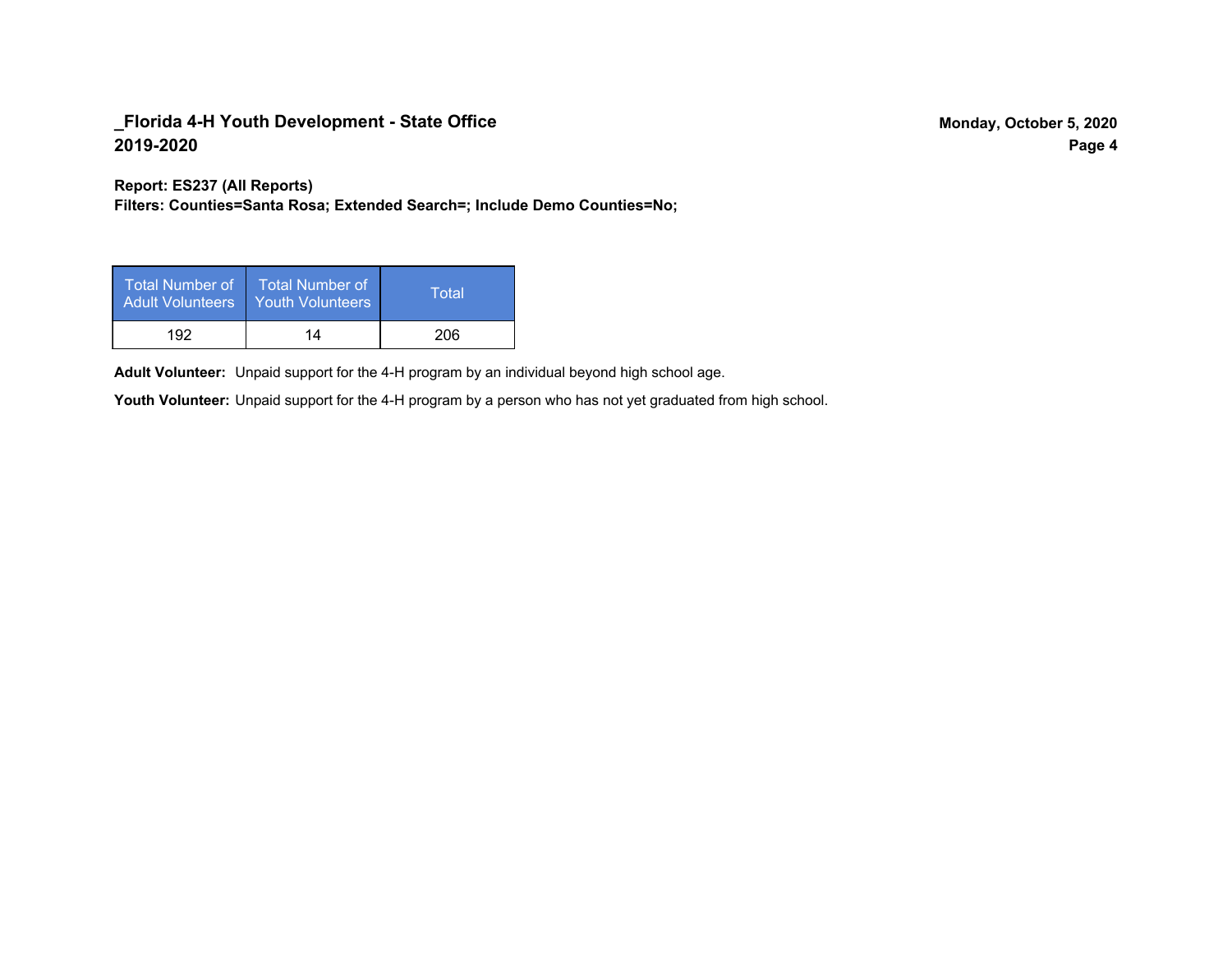## _Florida 4-H Youth Development - State Office
## 2019-2020

**Report: ES237 (All Reports)**
**Filters: Counties=Santa Rosa; Extended Search=; Include Demo Counties=No;**

| Total Number of Adult Volunteers | Total Number of Youth Volunteers | Total |
|---|---|---|
| 192 | 14 | 206 |

**Adult Volunteer:** Unpaid support for the 4-H program by an individual beyond high school age.

**Youth Volunteer:** Unpaid support for the 4-H program by a person who has not yet graduated from high school.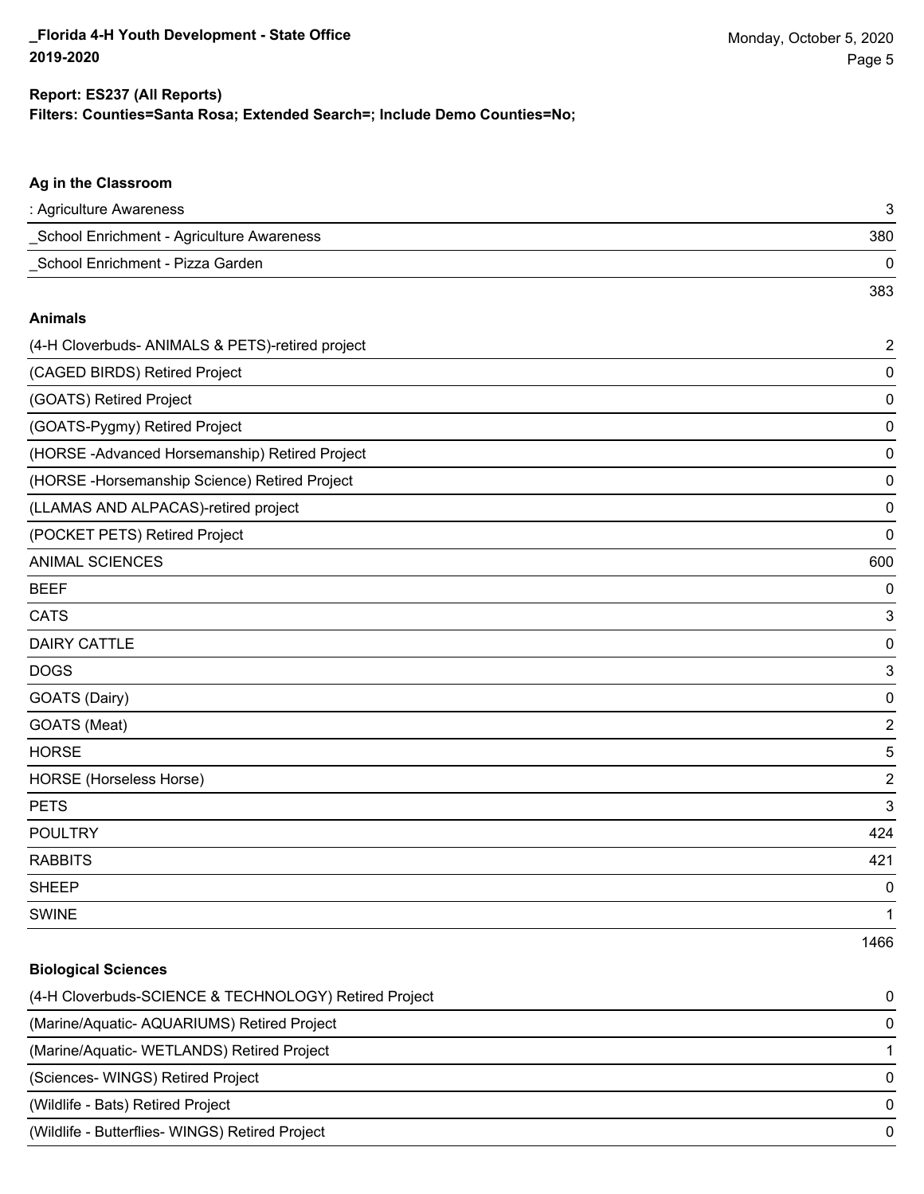**Report: ES237 (All Reports)**
**Filters: Counties=Santa Rosa; Extended Search=; Include Demo Counties=No;**

### Ag in the Classroom

| Project | Count |
|---|---|
| : Agriculture Awareness | 3 |
| _School Enrichment - Agriculture Awareness | 380 |
| _School Enrichment - Pizza Garden | 0 |
| | 383 |

### Animals

| Project | Count |
|---|---|
| (4-H Cloverbuds- ANIMALS & PETS)-retired project | 2 |
| (CAGED BIRDS) Retired Project | 0 |
| (GOATS) Retired Project | 0 |
| (GOATS-Pygmy) Retired Project | 0 |
| (HORSE -Advanced Horsemanship) Retired Project | 0 |
| (HORSE -Horsemanship Science) Retired Project | 0 |
| (LLAMAS AND ALPACAS)-retired project | 0 |
| (POCKET PETS) Retired Project | 0 |
| ANIMAL SCIENCES | 600 |
| BEEF | 0 |
| CATS | 3 |
| DAIRY CATTLE | 0 |
| DOGS | 3 |
| GOATS (Dairy) | 0 |
| GOATS (Meat) | 2 |
| HORSE | 5 |
| HORSE (Horseless Horse) | 2 |
| PETS | 3 |
| POULTRY | 424 |
| RABBITS | 421 |
| SHEEP | 0 |
| SWINE | 1 |
| | 1466 |

### Biological Sciences

| Project | Count |
|---|---|
| (4-H Cloverbuds-SCIENCE & TECHNOLOGY) Retired Project | 0 |
| (Marine/Aquatic- AQUARIUMS) Retired Project | 0 |
| (Marine/Aquatic- WETLANDS) Retired Project | 1 |
| (Sciences- WINGS) Retired Project | 0 |
| (Wildlife - Bats) Retired Project | 0 |
| (Wildlife - Butterflies- WINGS) Retired Project | 0 |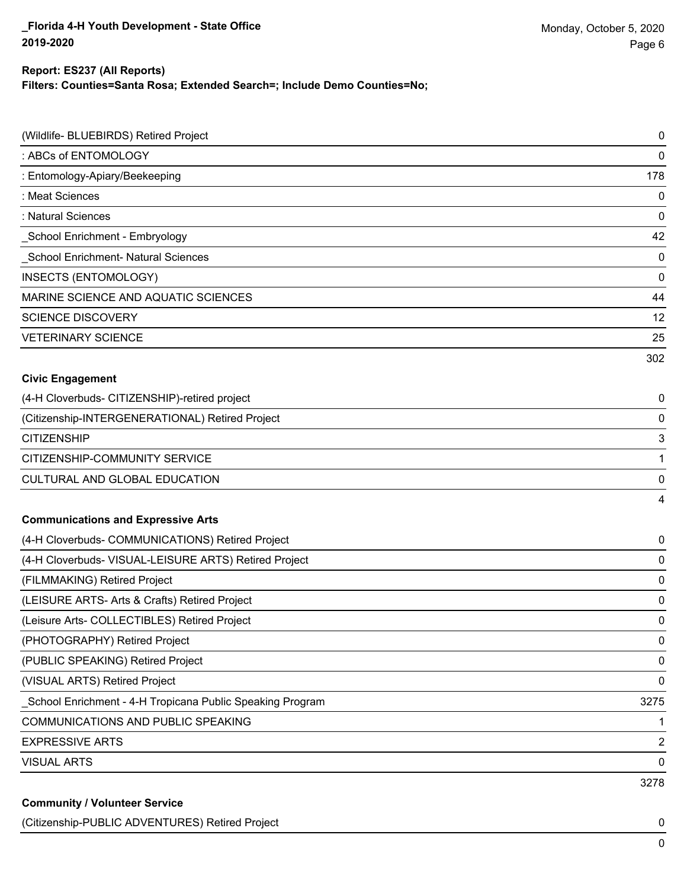| | |
|---|---|
| (Wildlife- BLUEBIRDS) Retired Project | 0 |
| : ABCs of ENTOMOLOGY | 0 |
| : Entomology-Apiary/Beekeeping | 178 |
| : Meat Sciences | 0 |
| : Natural Sciences | 0 |
| _School Enrichment - Embryology | 42 |
| _School Enrichment- Natural Sciences | 0 |
| INSECTS (ENTOMOLOGY) | 0 |
| MARINE SCIENCE AND AQUATIC SCIENCES | 44 |
| SCIENCE DISCOVERY | 12 |
| VETERINARY SCIENCE | 25 |
| | 302 |

**Civic Engagement**

| | |
|---|---|
| (4-H Cloverbuds- CITIZENSHIP)-retired project | 0 |
| (Citizenship-INTERGENERATIONAL) Retired Project | 0 |
| CITIZENSHIP | 3 |
| CITIZENSHIP-COMMUNITY SERVICE | 1 |
| CULTURAL AND GLOBAL EDUCATION | 0 |
| | 4 |

**Communications and Expressive Arts**

| | |
|---|---|
| (4-H Cloverbuds- COMMUNICATIONS) Retired Project | 0 |
| (4-H Cloverbuds- VISUAL-LEISURE ARTS) Retired Project | 0 |
| (FILMMAKING) Retired Project | 0 |
| (LEISURE ARTS- Arts & Crafts) Retired Project | 0 |
| (Leisure Arts- COLLECTIBLES) Retired Project | 0 |
| (PHOTOGRAPHY) Retired Project | 0 |
| (PUBLIC SPEAKING) Retired Project | 0 |
| (VISUAL ARTS) Retired Project | 0 |
| _School Enrichment - 4-H Tropicana Public Speaking Program | 3275 |
| COMMUNICATIONS AND PUBLIC SPEAKING | 1 |
| EXPRESSIVE ARTS | 2 |
| VISUAL ARTS | 0 |
| | 3278 |

**Community / Volunteer Service**

| | |
|---|---|
| (Citizenship-PUBLIC ADVENTURES) Retired Project | 0 |
| | 0 |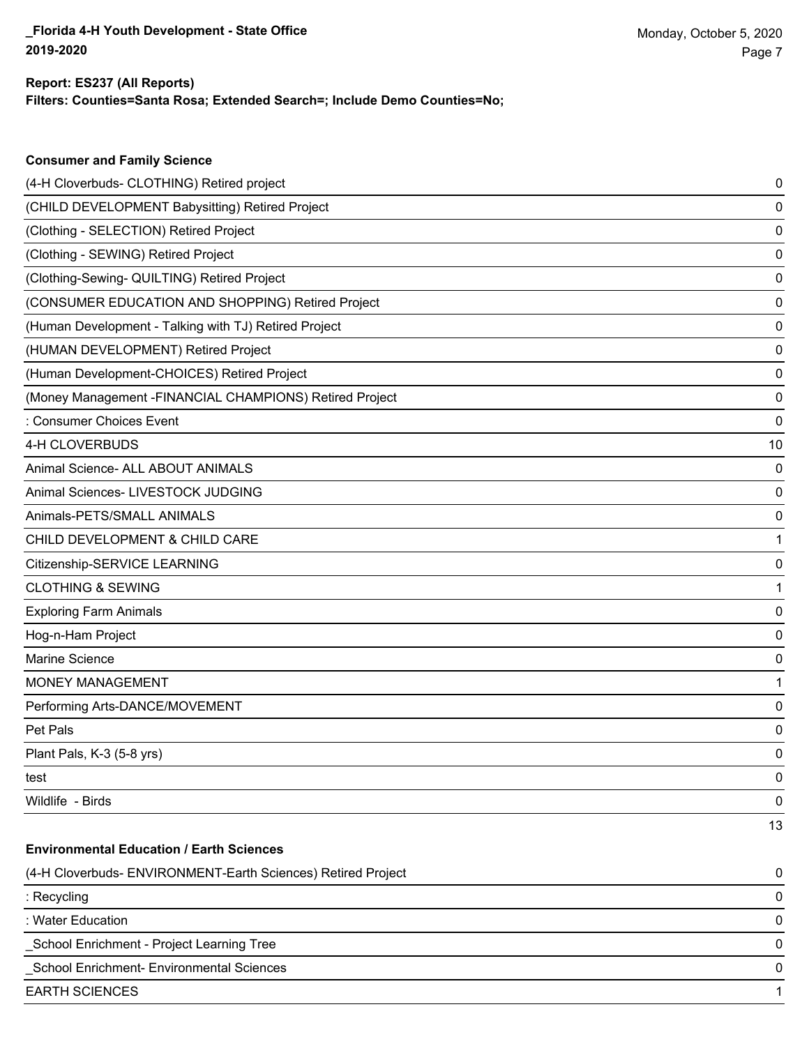**Report: ES237 (All Reports)**

**Filters: Counties=Santa Rosa; Extended Search=; Include Demo Counties=No;**

### Consumer and Family Science

| Project | Count |
|---|---|
| (4-H Cloverbuds- CLOTHING) Retired project | 0 |
| (CHILD DEVELOPMENT Babysitting) Retired Project | 0 |
| (Clothing - SELECTION) Retired Project | 0 |
| (Clothing - SEWING) Retired Project | 0 |
| (Clothing-Sewing- QUILTING) Retired Project | 0 |
| (CONSUMER EDUCATION AND SHOPPING) Retired Project | 0 |
| (Human Development - Talking with TJ) Retired Project | 0 |
| (HUMAN DEVELOPMENT) Retired Project | 0 |
| (Human Development-CHOICES) Retired Project | 0 |
| (Money Management -FINANCIAL CHAMPIONS) Retired Project | 0 |
| : Consumer Choices Event | 0 |
| 4-H CLOVERBUDS | 10 |
| Animal Science- ALL ABOUT ANIMALS | 0 |
| Animal Sciences- LIVESTOCK JUDGING | 0 |
| Animals-PETS/SMALL ANIMALS | 0 |
| CHILD DEVELOPMENT & CHILD CARE | 1 |
| Citizenship-SERVICE LEARNING | 0 |
| CLOTHING & SEWING | 1 |
| Exploring Farm Animals | 0 |
| Hog-n-Ham Project | 0 |
| Marine Science | 0 |
| MONEY MANAGEMENT | 1 |
| Performing Arts-DANCE/MOVEMENT | 0 |
| Pet Pals | 0 |
| Plant Pals, K-3 (5-8 yrs) | 0 |
| test | 0 |
| Wildlife - Birds | 0 |
| | 13 |

### Environmental Education / Earth Sciences

| Project | Count |
|---|---|
| (4-H Cloverbuds- ENVIRONMENT-Earth Sciences) Retired Project | 0 |
| : Recycling | 0 |
| : Water Education | 0 |
| _School Enrichment - Project Learning Tree | 0 |
| _School Enrichment- Environmental Sciences | 0 |
| EARTH SCIENCES | 1 |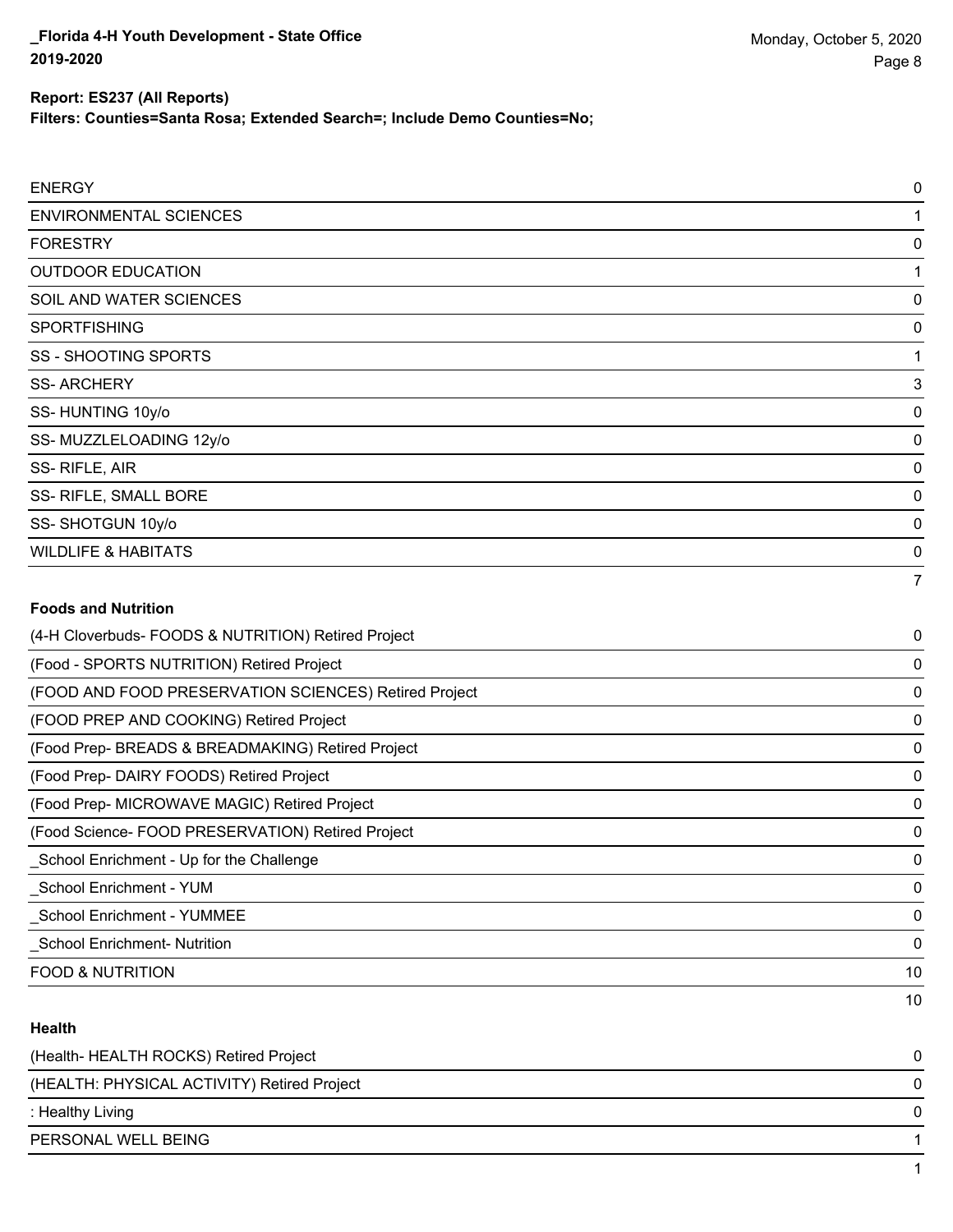**Filters: Counties=Santa Rosa; Extended Search=; Include Demo Counties=No;**

| | |
|---|---|
| ENERGY | 0 |
| ENVIRONMENTAL SCIENCES | 1 |
| FORESTRY | 0 |
| OUTDOOR EDUCATION | 1 |
| SOIL AND WATER SCIENCES | 0 |
| SPORTFISHING | 0 |
| SS - SHOOTING SPORTS | 1 |
| SS- ARCHERY | 3 |
| SS- HUNTING 10y/o | 0 |
| SS- MUZZLELOADING 12y/o | 0 |
| SS- RIFLE, AIR | 0 |
| SS- RIFLE, SMALL BORE | 0 |
| SS- SHOTGUN 10y/o | 0 |
| WILDLIFE & HABITATS | 0 |
| | 7 |

**Foods and Nutrition**

| | |
|---|---|
| (4-H Cloverbuds- FOODS & NUTRITION) Retired Project | 0 |
| (Food - SPORTS NUTRITION) Retired Project | 0 |
| (FOOD AND FOOD PRESERVATION SCIENCES) Retired Project | 0 |
| (FOOD PREP AND COOKING) Retired Project | 0 |
| (Food Prep- BREADS & BREADMAKING) Retired Project | 0 |
| (Food Prep- DAIRY FOODS) Retired Project | 0 |
| (Food Prep- MICROWAVE MAGIC) Retired Project | 0 |
| (Food Science- FOOD PRESERVATION) Retired Project | 0 |
| _School Enrichment - Up for the Challenge | 0 |
| _School Enrichment - YUM | 0 |
| _School Enrichment - YUMMEE | 0 |
| _School Enrichment- Nutrition | 0 |
| FOOD & NUTRITION | 10 |
| | 10 |

**Health**

| | |
|---|---|
| (Health- HEALTH ROCKS) Retired Project | 0 |
| (HEALTH: PHYSICAL ACTIVITY) Retired Project | 0 |
| : Healthy Living | 0 |
| PERSONAL WELL BEING | 1 |
| | 1 |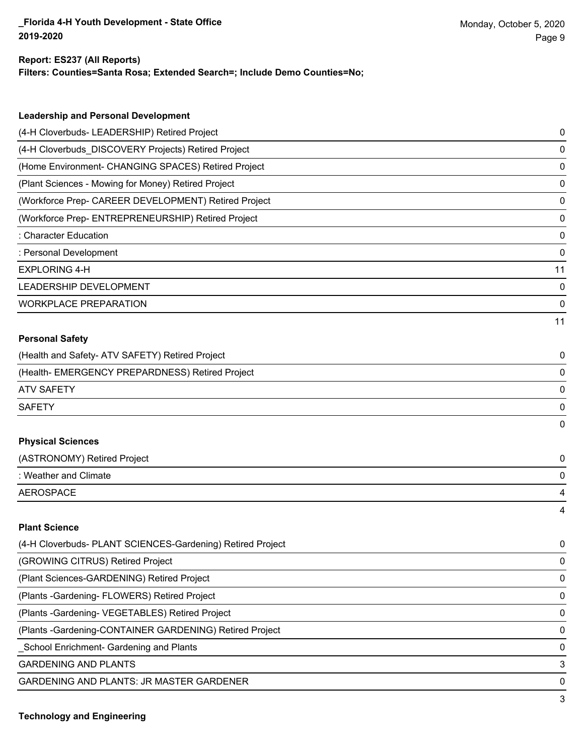**Report: ES237 (All Reports)**
**Filters: Counties=Santa Rosa; Extended Search=; Include Demo Counties=No;**

### Leadership and Personal Development

| Project | Count |
|---|---|
| (4-H Cloverbuds- LEADERSHIP) Retired Project | 0 |
| (4-H Cloverbuds_DISCOVERY Projects) Retired Project | 0 |
| (Home Environment- CHANGING SPACES) Retired Project | 0 |
| (Plant Sciences - Mowing for Money) Retired Project | 0 |
| (Workforce Prep- CAREER DEVELOPMENT) Retired Project | 0 |
| (Workforce Prep- ENTREPRENEURSHIP) Retired Project | 0 |
| : Character Education | 0 |
| : Personal Development | 0 |
| EXPLORING 4-H | 11 |
| LEADERSHIP DEVELOPMENT | 0 |
| WORKPLACE PREPARATION | 0 |
| | 11 |

### Personal Safety

| Project | Count |
|---|---|
| (Health and Safety- ATV SAFETY) Retired Project | 0 |
| (Health- EMERGENCY PREPARDNESS) Retired Project | 0 |
| ATV SAFETY | 0 |
| SAFETY | 0 |
| | 0 |

### Physical Sciences

| Project | Count |
|---|---|
| (ASTRONOMY) Retired Project | 0 |
| : Weather and Climate | 0 |
| AEROSPACE | 4 |
| | 4 |

### Plant Science

| Project | Count |
|---|---|
| (4-H Cloverbuds- PLANT SCIENCES-Gardening) Retired Project | 0 |
| (GROWING CITRUS) Retired Project | 0 |
| (Plant Sciences-GARDENING) Retired Project | 0 |
| (Plants -Gardening- FLOWERS) Retired Project | 0 |
| (Plants -Gardening- VEGETABLES) Retired Project | 0 |
| (Plants -Gardening-CONTAINER GARDENING) Retired Project | 0 |
| _School Enrichment- Gardening and Plants | 0 |
| GARDENING AND PLANTS | 3 |
| GARDENING AND PLANTS: JR MASTER GARDENER | 0 |
| | 3 |

### Technology and Engineering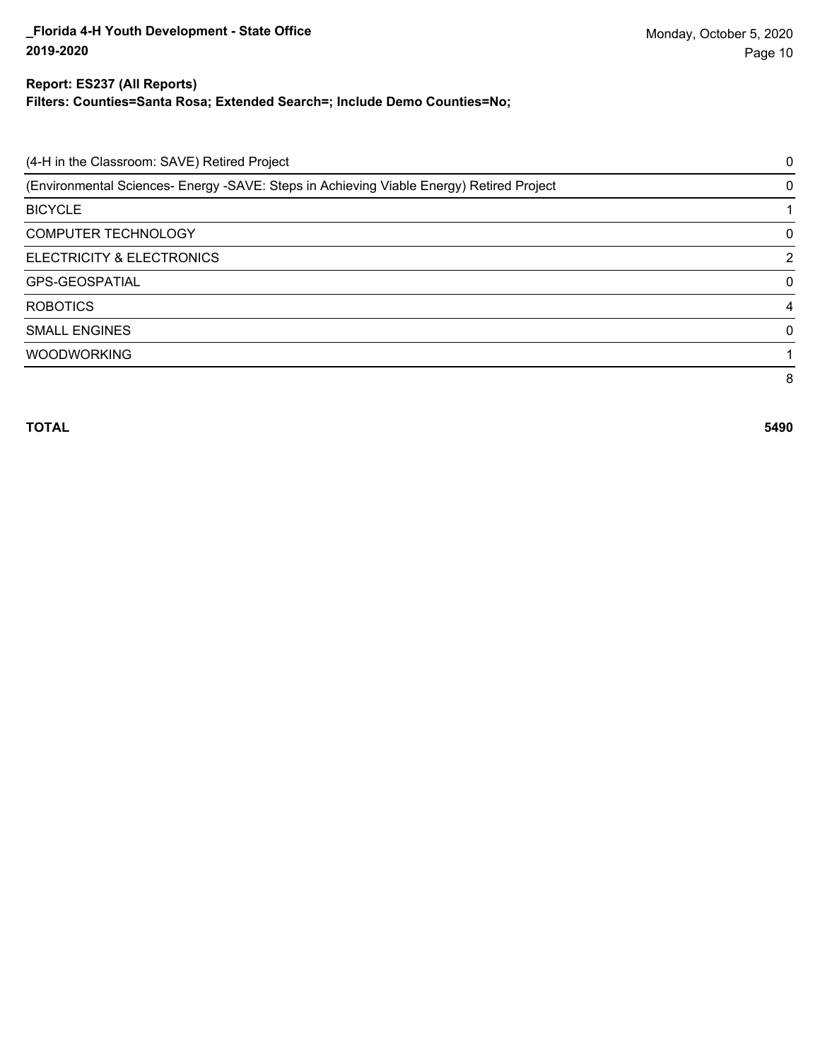**Report: ES237 (All Reports)**
**Filters: Counties=Santa Rosa; Extended Search=; Include Demo Counties=No;**

| | |
|---|---|
| (4-H in the Classroom: SAVE) Retired Project | 0 |
| (Environmental Sciences- Energy -SAVE: Steps in Achieving Viable Energy) Retired Project | 0 |
| BICYCLE | 1 |
| COMPUTER TECHNOLOGY | 0 |
| ELECTRICITY & ELECTRONICS | 2 |
| GPS-GEOSPATIAL | 0 |
| ROBOTICS | 4 |
| SMALL ENGINES | 0 |
| WOODWORKING | 1 |
| | 8 |

**TOTAL** **5490**